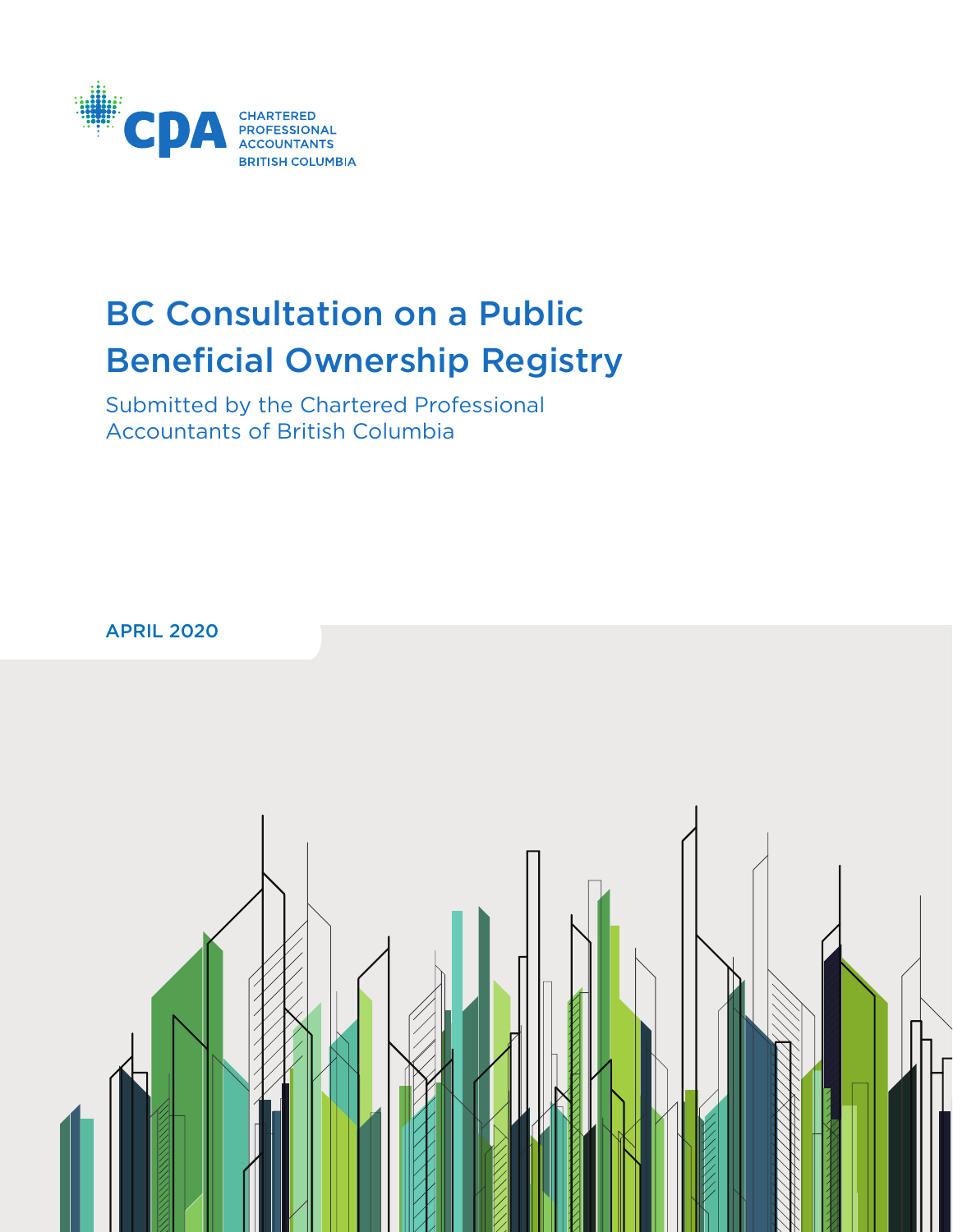CPA CHARTERED PROFESSIONAL ACCOUNTANTS BRITISH COLUMBIA

# BC Consultation on a Public Beneficial Ownership Registry

Submitted by the Chartered Professional Accountants of British Columbia

APRIL 2020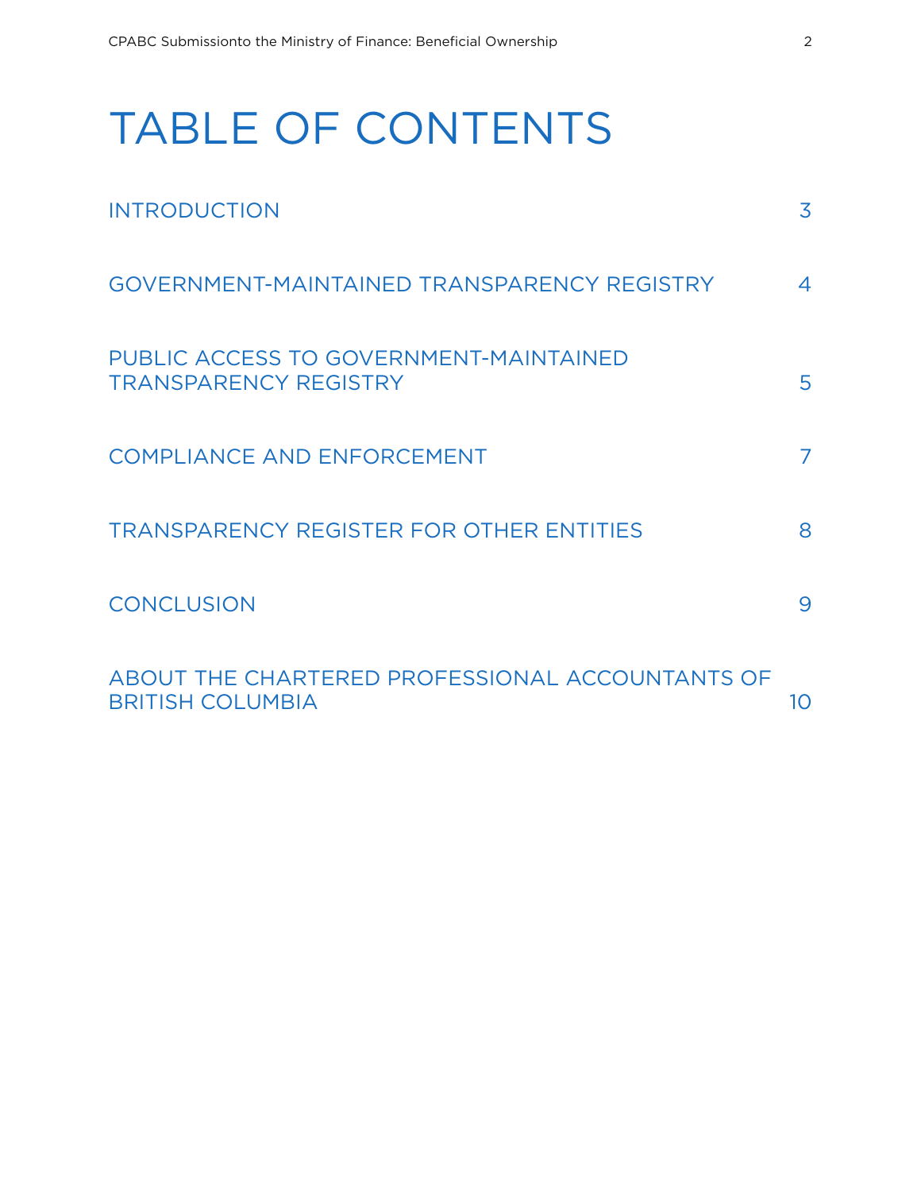# TABLE OF CONTENTS

| | |
|---|---|
| INTRODUCTION | 3 |
| GOVERNMENT-MAINTAINED TRANSPARENCY REGISTRY | 4 |
| PUBLIC ACCESS TO GOVERNMENT-MAINTAINED TRANSPARENCY REGISTRY | 5 |
| COMPLIANCE AND ENFORCEMENT | 7 |
| TRANSPARENCY REGISTER FOR OTHER ENTITIES | 8 |
| CONCLUSION | 9 |
| ABOUT THE CHARTERED PROFESSIONAL ACCOUNTANTS OF BRITISH COLUMBIA | 10 |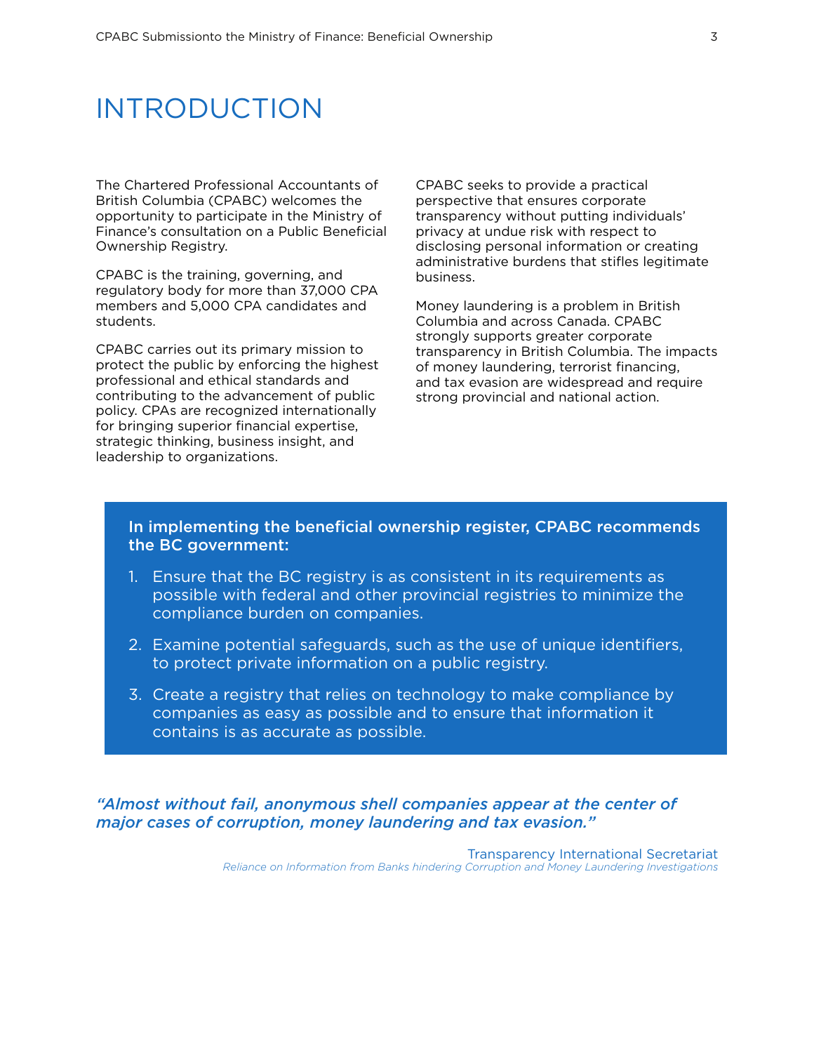# INTRODUCTION

The Chartered Professional Accountants of British Columbia (CPABC) welcomes the opportunity to participate in the Ministry of Finance's consultation on a Public Beneficial Ownership Registry.

CPABC is the training, governing, and regulatory body for more than 37,000 CPA members and 5,000 CPA candidates and students.

CPABC carries out its primary mission to protect the public by enforcing the highest professional and ethical standards and contributing to the advancement of public policy. CPAs are recognized internationally for bringing superior financial expertise, strategic thinking, business insight, and leadership to organizations.

CPABC seeks to provide a practical perspective that ensures corporate transparency without putting individuals' privacy at undue risk with respect to disclosing personal information or creating administrative burdens that stifles legitimate business.

Money laundering is a problem in British Columbia and across Canada. CPABC strongly supports greater corporate transparency in British Columbia. The impacts of money laundering, terrorist financing, and tax evasion are widespread and require strong provincial and national action.

**In implementing the beneficial ownership register, CPABC recommends the BC government:**

1. Ensure that the BC registry is as consistent in its requirements as possible with federal and other provincial registries to minimize the compliance burden on companies.
2. Examine potential safeguards, such as the use of unique identifiers, to protect private information on a public registry.
3. Create a registry that relies on technology to make compliance by companies as easy as possible and to ensure that information it contains is as accurate as possible.

***"Almost without fail, anonymous shell companies appear at the center of major cases of corruption, money laundering and tax evasion."***

Transparency International Secretariat
*Reliance on Information from Banks hindering Corruption and Money Laundering Investigations*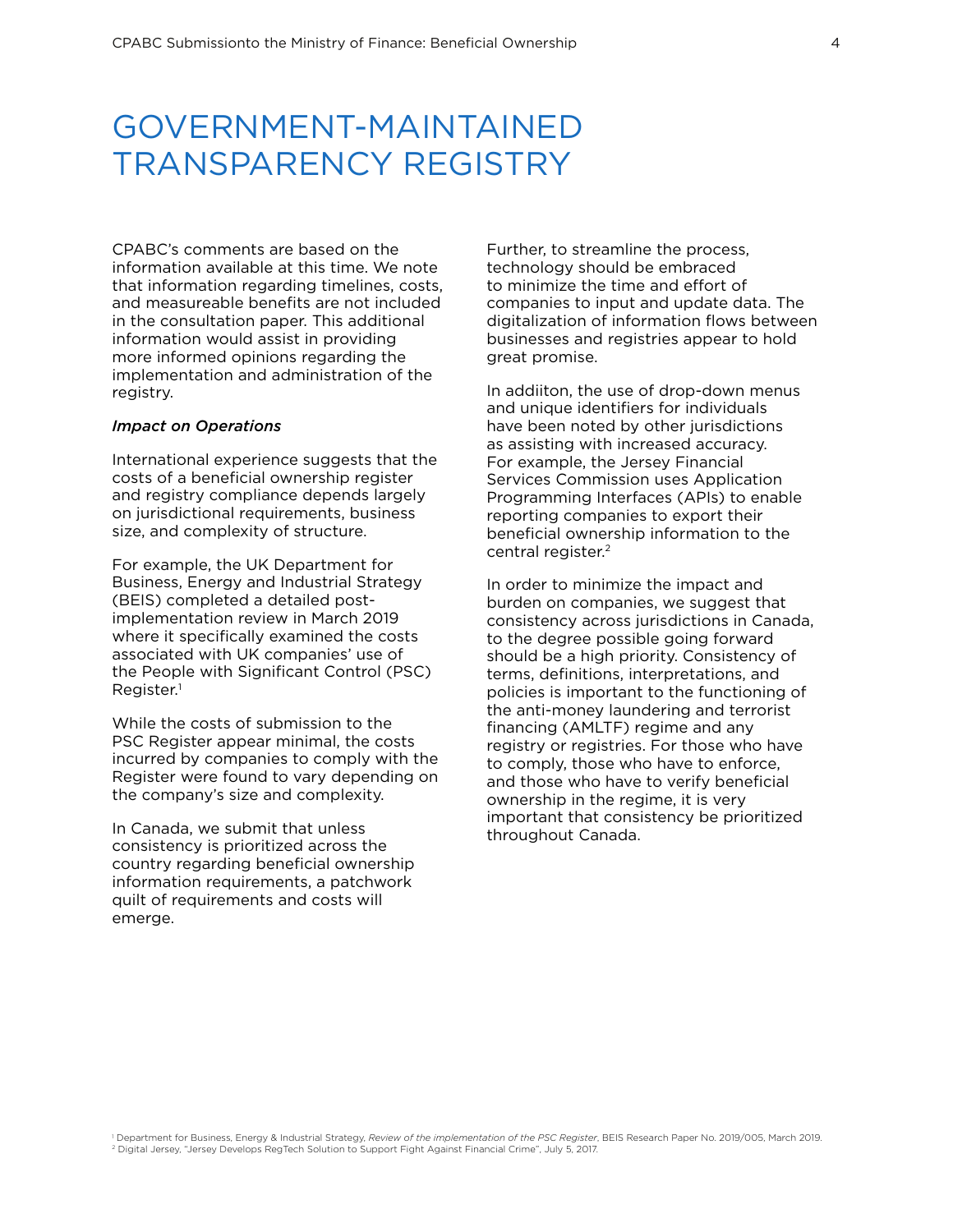# GOVERNMENT-MAINTAINED TRANSPARENCY REGISTRY

CPABC's comments are based on the information available at this time. We note that information regarding timelines, costs, and measureable benefits are not included in the consultation paper. This additional information would assist in providing more informed opinions regarding the implementation and administration of the registry.

*Impact on Operations*

International experience suggests that the costs of a beneficial ownership register and registry compliance depends largely on jurisdictional requirements, business size, and complexity of structure.

For example, the UK Department for Business, Energy and Industrial Strategy (BEIS) completed a detailed post-implementation review in March 2019 where it specifically examined the costs associated with UK companies' use of the People with Significant Control (PSC) Register.[1]

While the costs of submission to the PSC Register appear minimal, the costs incurred by companies to comply with the Register were found to vary depending on the company's size and complexity.

In Canada, we submit that unless consistency is prioritized across the country regarding beneficial ownership information requirements, a patchwork quilt of requirements and costs will emerge.

Further, to streamline the process, technology should be embraced to minimize the time and effort of companies to input and update data. The digitalization of information flows between businesses and registries appear to hold great promise.

In addiiton, the use of drop-down menus and unique identifiers for individuals have been noted by other jurisdictions as assisting with increased accuracy. For example, the Jersey Financial Services Commission uses Application Programming Interfaces (APIs) to enable reporting companies to export their beneficial ownership information to the central register.[2]

In order to minimize the impact and burden on companies, we suggest that consistency across jurisdictions in Canada, to the degree possible going forward should be a high priority. Consistency of terms, definitions, interpretations, and policies is important to the functioning of the anti-money laundering and terrorist financing (AMLTF) regime and any registry or registries. For those who have to comply, those who have to enforce, and those who have to verify beneficial ownership in the regime, it is very important that consistency be prioritized throughout Canada.

[1] Department for Business, Energy & Industrial Strategy, *Review of the implementation of the PSC Register*, BEIS Research Paper No. 2019/005, March 2019.

[2] Digital Jersey, "Jersey Develops RegTech Solution to Support Fight Against Financial Crime", July 5, 2017.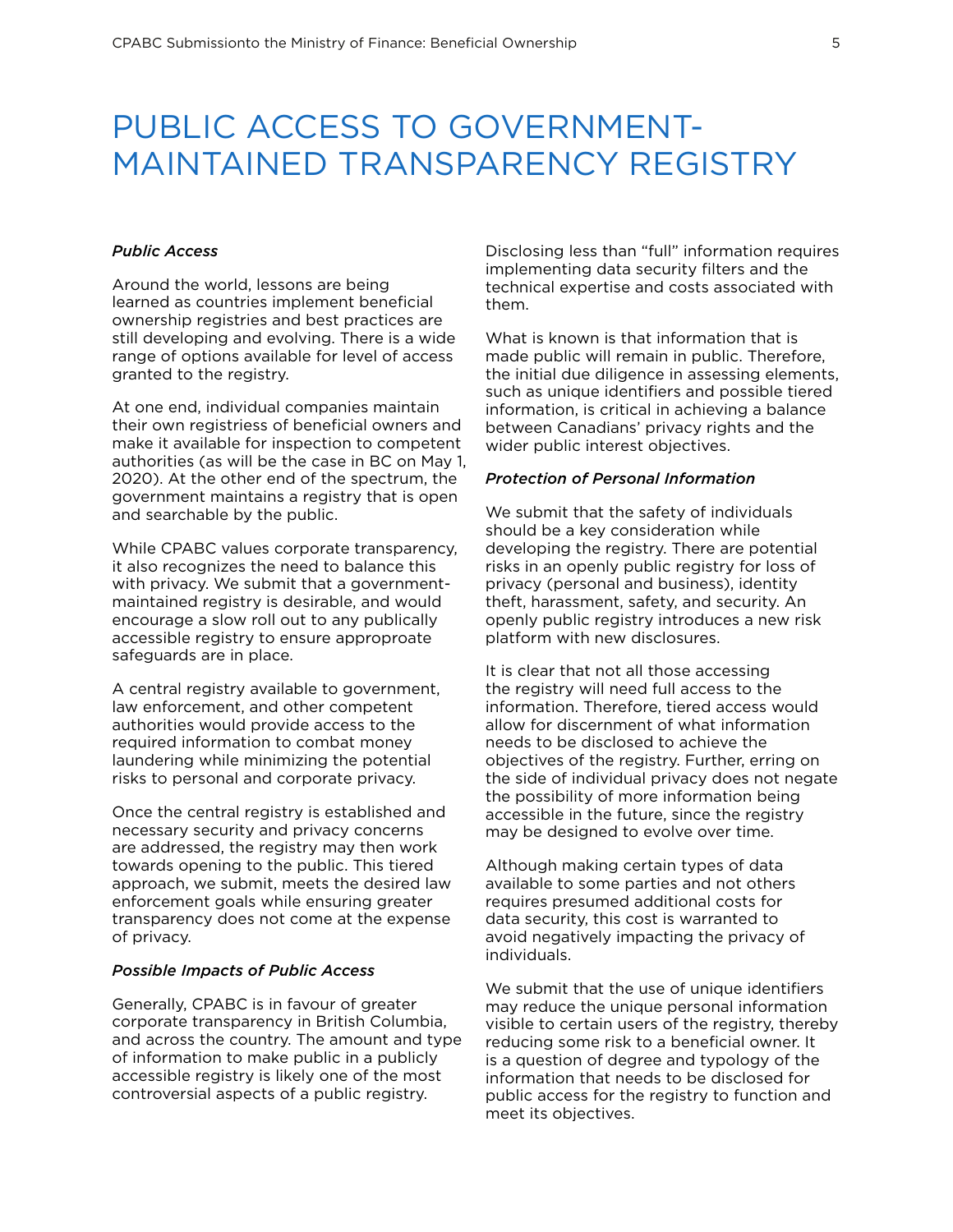# PUBLIC ACCESS TO GOVERNMENT-MAINTAINED TRANSPARENCY REGISTRY

***Public Access***

Around the world, lessons are being learned as countries implement beneficial ownership registries and best practices are still developing and evolving. There is a wide range of options available for level of access granted to the registry.

At one end, individual companies maintain their own registriess of beneficial owners and make it available for inspection to competent authorities (as will be the case in BC on May 1, 2020). At the other end of the spectrum, the government maintains a registry that is open and searchable by the public.

While CPABC values corporate transparency, it also recognizes the need to balance this with privacy. We submit that a government-maintained registry is desirable, and would encourage a slow roll out to any publically accessible registry to ensure approproate safeguards are in place.

A central registry available to government, law enforcement, and other competent authorities would provide access to the required information to combat money laundering while minimizing the potential risks to personal and corporate privacy.

Once the central registry is established and necessary security and privacy concerns are addressed, the registry may then work towards opening to the public. This tiered approach, we submit, meets the desired law enforcement goals while ensuring greater transparency does not come at the expense of privacy.

***Possible Impacts of Public Access***

Generally, CPABC is in favour of greater corporate transparency in British Columbia, and across the country. The amount and type of information to make public in a publicly accessible registry is likely one of the most controversial aspects of a public registry.

Disclosing less than "full" information requires implementing data security filters and the technical expertise and costs associated with them.

What is known is that information that is made public will remain in public. Therefore, the initial due diligence in assessing elements, such as unique identifiers and possible tiered information, is critical in achieving a balance between Canadians' privacy rights and the wider public interest objectives.

***Protection of Personal Information***

We submit that the safety of individuals should be a key consideration while developing the registry. There are potential risks in an openly public registry for loss of privacy (personal and business), identity theft, harassment, safety, and security. An openly public registry introduces a new risk platform with new disclosures.

It is clear that not all those accessing the registry will need full access to the information. Therefore, tiered access would allow for discernment of what information needs to be disclosed to achieve the objectives of the registry. Further, erring on the side of individual privacy does not negate the possibility of more information being accessible in the future, since the registry may be designed to evolve over time.

Although making certain types of data available to some parties and not others requires presumed additional costs for data security, this cost is warranted to avoid negatively impacting the privacy of individuals.

We submit that the use of unique identifiers may reduce the unique personal information visible to certain users of the registry, thereby reducing some risk to a beneficial owner. It is a question of degree and typology of the information that needs to be disclosed for public access for the registry to function and meet its objectives.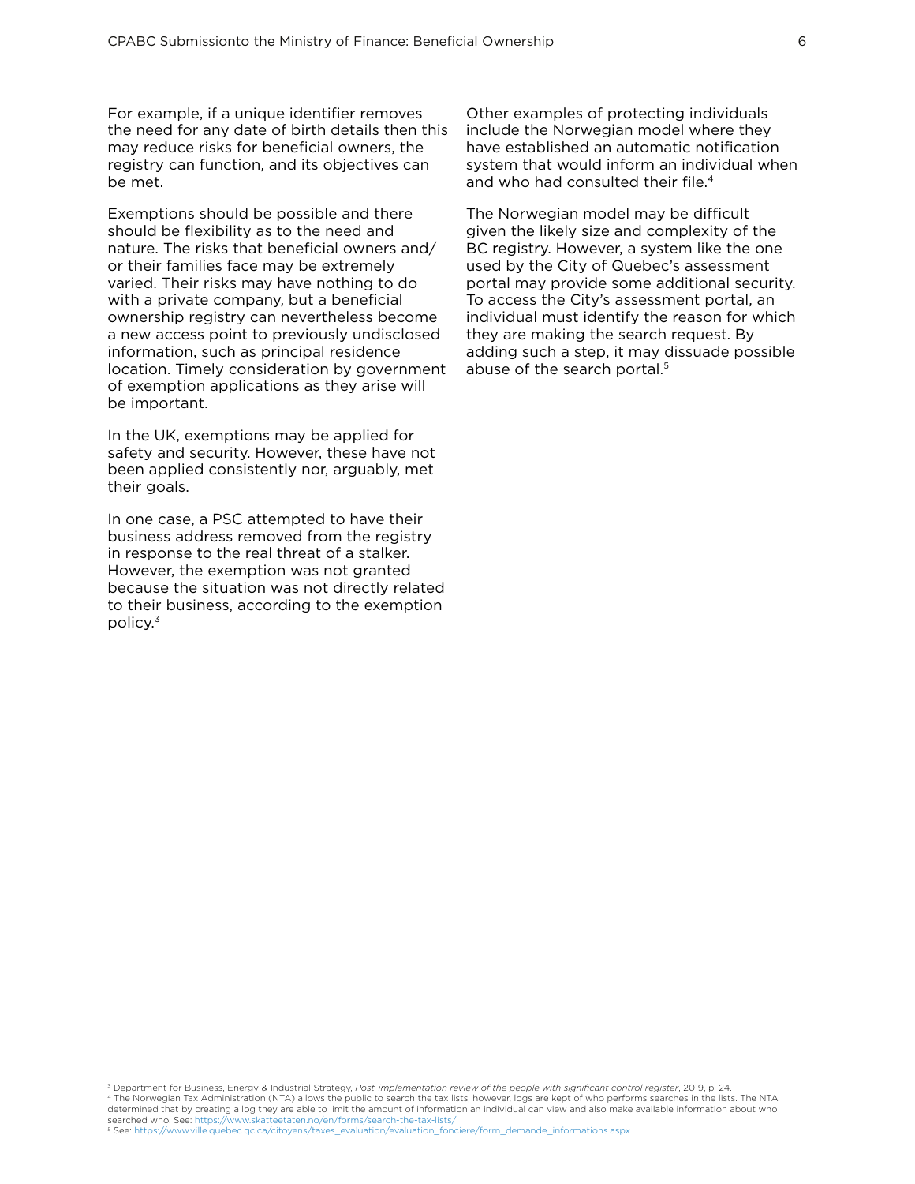For example, if a unique identifier removes the need for any date of birth details then this may reduce risks for beneficial owners, the registry can function, and its objectives can be met.

Exemptions should be possible and there should be flexibility as to the need and nature. The risks that beneficial owners and/or their families face may be extremely varied. Their risks may have nothing to do with a private company, but a beneficial ownership registry can nevertheless become a new access point to previously undisclosed information, such as principal residence location. Timely consideration by government of exemption applications as they arise will be important.

In the UK, exemptions may be applied for safety and security. However, these have not been applied consistently nor, arguably, met their goals.

In one case, a PSC attempted to have their business address removed from the registry in response to the real threat of a stalker. However, the exemption was not granted because the situation was not directly related to their business, according to the exemption policy.[3]

Other examples of protecting individuals include the Norwegian model where they have established an automatic notification system that would inform an individual when and who had consulted their file.[4]

The Norwegian model may be difficult given the likely size and complexity of the BC registry. However, a system like the one used by the City of Quebec's assessment portal may provide some additional security. To access the City's assessment portal, an individual must identify the reason for which they are making the search request. By adding such a step, it may dissuade possible abuse of the search portal.[5]

---

[3] Department for Business, Energy & Industrial Strategy, *Post-implementation review of the people with significant control register*, 2019, p. 24.

[4] The Norwegian Tax Administration (NTA) allows the public to search the tax lists, however, logs are kept of who performs searches in the lists. The NTA determined that by creating a log they are able to limit the amount of information an individual can view and also make available information about who searched who. See: https://www.skatteetaten.no/en/forms/search-the-tax-lists/

[5] See: https://www.ville.quebec.qc.ca/citoyens/taxes_evaluation/evaluation_fonciere/form_demande_informations.aspx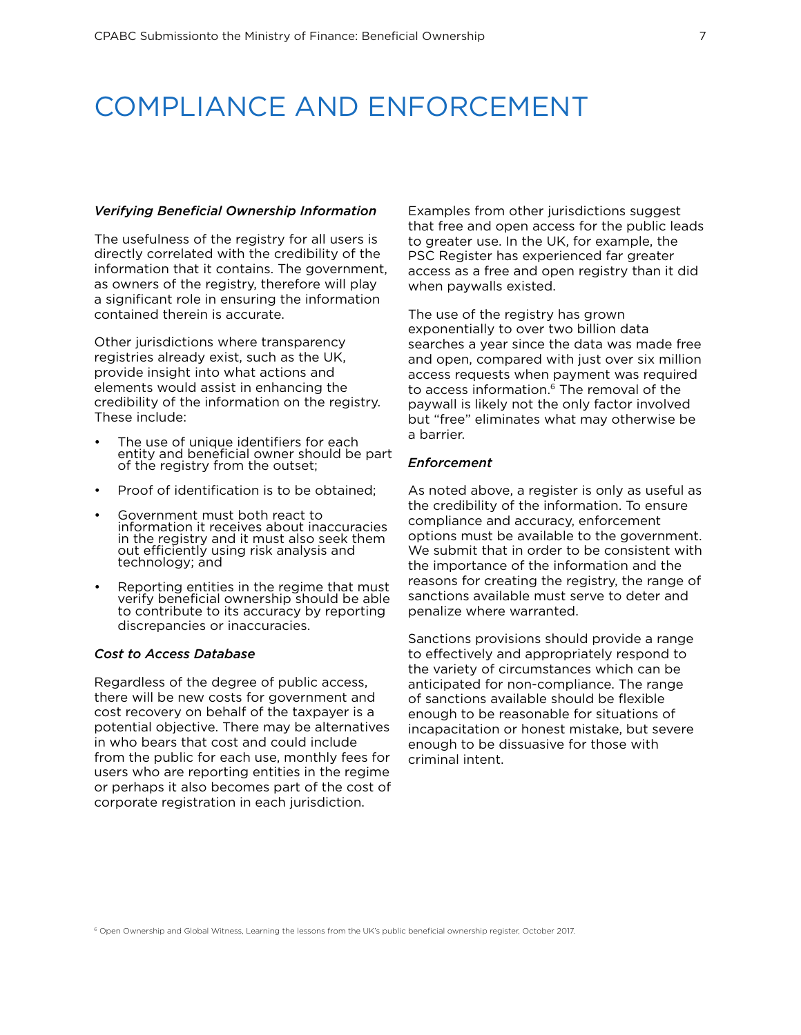# COMPLIANCE AND ENFORCEMENT

*Verifying Beneficial Ownership Information*

The usefulness of the registry for all users is directly correlated with the credibility of the information that it contains. The government, as owners of the registry, therefore will play a significant role in ensuring the information contained therein is accurate.

Other jurisdictions where transparency registries already exist, such as the UK, provide insight into what actions and elements would assist in enhancing the credibility of the information on the registry. These include:

- The use of unique identifiers for each entity and beneficial owner should be part of the registry from the outset;
- Proof of identification is to be obtained;
- Government must both react to information it receives about inaccuracies in the registry and it must also seek them out efficiently using risk analysis and technology; and
- Reporting entities in the regime that must verify beneficial ownership should be able to contribute to its accuracy by reporting discrepancies or inaccuracies.

*Cost to Access Database*

Regardless of the degree of public access, there will be new costs for government and cost recovery on behalf of the taxpayer is a potential objective. There may be alternatives in who bears that cost and could include from the public for each use, monthly fees for users who are reporting entities in the regime or perhaps it also becomes part of the cost of corporate registration in each jurisdiction.

Examples from other jurisdictions suggest that free and open access for the public leads to greater use. In the UK, for example, the PSC Register has experienced far greater access as a free and open registry than it did when paywalls existed.

The use of the registry has grown exponentially to over two billion data searches a year since the data was made free and open, compared with just over six million access requests when payment was required to access information.[6] The removal of the paywall is likely not the only factor involved but "free" eliminates what may otherwise be a barrier.

*Enforcement*

As noted above, a register is only as useful as the credibility of the information. To ensure compliance and accuracy, enforcement options must be available to the government. We submit that in order to be consistent with the importance of the information and the reasons for creating the registry, the range of sanctions available must serve to deter and penalize where warranted.

Sanctions provisions should provide a range to effectively and appropriately respond to the variety of circumstances which can be anticipated for non-compliance. The range of sanctions available should be flexible enough to be reasonable for situations of incapacitation or honest mistake, but severe enough to be dissuasive for those with criminal intent.

[6] Open Ownership and Global Witness, Learning the lessons from the UK's public beneficial ownership register, October 2017.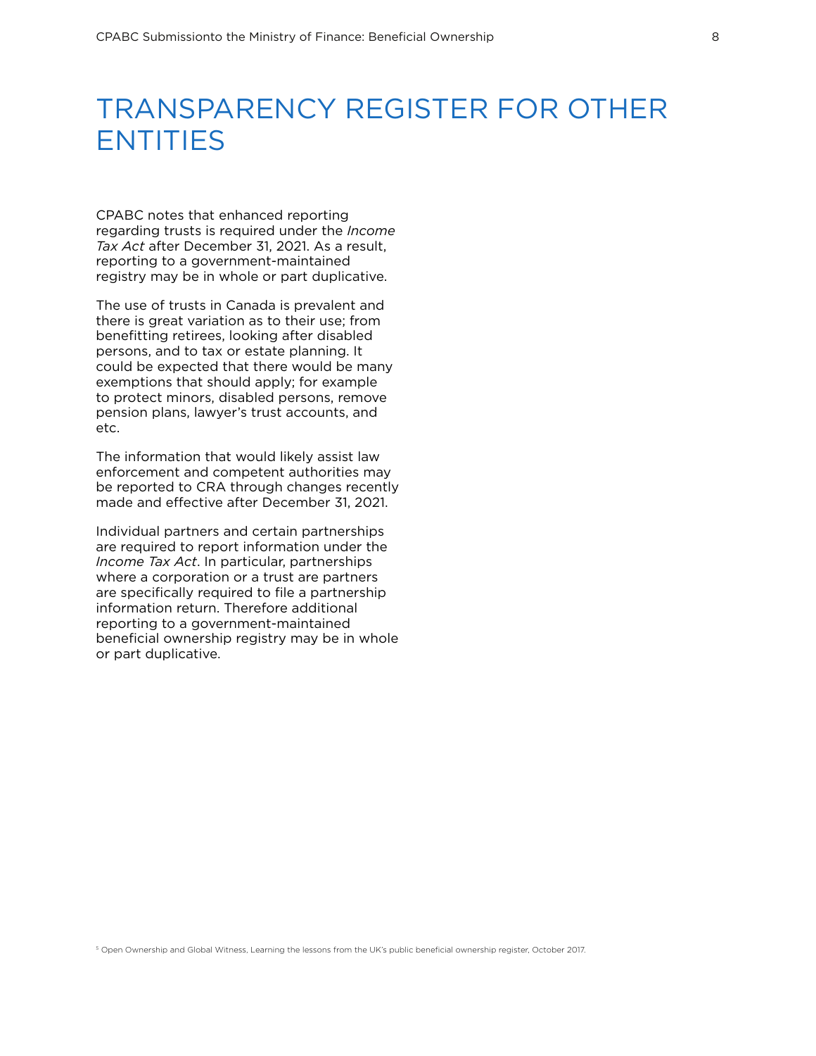# TRANSPARENCY REGISTER FOR OTHER ENTITIES

CPABC notes that enhanced reporting regarding trusts is required under the *Income Tax Act* after December 31, 2021. As a result, reporting to a government-maintained registry may be in whole or part duplicative.

The use of trusts in Canada is prevalent and there is great variation as to their use; from benefitting retirees, looking after disabled persons, and to tax or estate planning. It could be expected that there would be many exemptions that should apply; for example to protect minors, disabled persons, remove pension plans, lawyer's trust accounts, and etc.

The information that would likely assist law enforcement and competent authorities may be reported to CRA through changes recently made and effective after December 31, 2021.

Individual partners and certain partnerships are required to report information under the *Income Tax Act*. In particular, partnerships where a corporation or a trust are partners are specifically required to file a partnership information return. Therefore additional reporting to a government-maintained beneficial ownership registry may be in whole or part duplicative.

[5] Open Ownership and Global Witness, Learning the lessons from the UK's public beneficial ownership register, October 2017.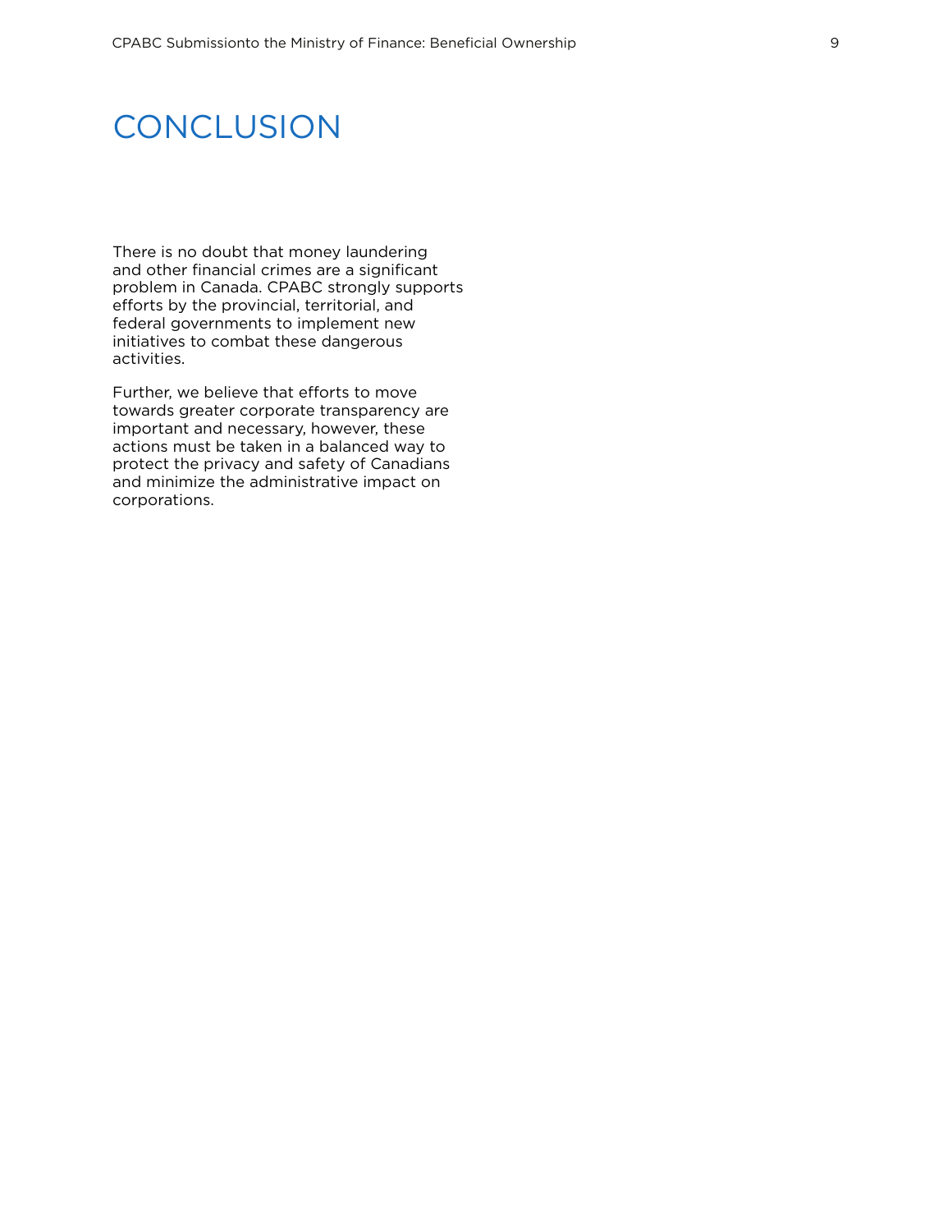# CONCLUSION

There is no doubt that money laundering and other financial crimes are a significant problem in Canada. CPABC strongly supports efforts by the provincial, territorial, and federal governments to implement new initiatives to combat these dangerous activities.

Further, we believe that efforts to move towards greater corporate transparency are important and necessary, however, these actions must be taken in a balanced way to protect the privacy and safety of Canadians and minimize the administrative impact on corporations.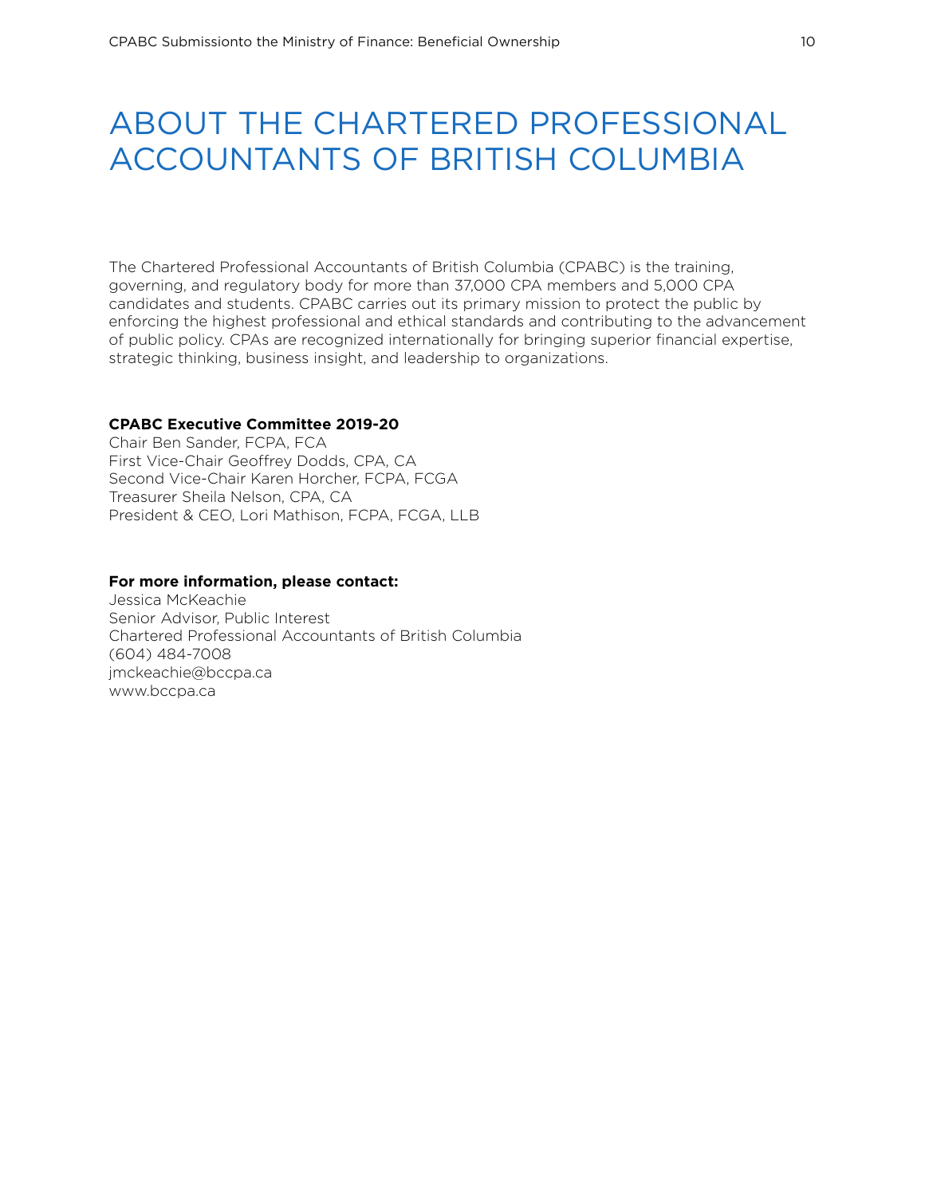# ABOUT THE CHARTERED PROFESSIONAL ACCOUNTANTS OF BRITISH COLUMBIA

The Chartered Professional Accountants of British Columbia (CPABC) is the training, governing, and regulatory body for more than 37,000 CPA members and 5,000 CPA candidates and students. CPABC carries out its primary mission to protect the public by enforcing the highest professional and ethical standards and contributing to the advancement of public policy. CPAs are recognized internationally for bringing superior financial expertise, strategic thinking, business insight, and leadership to organizations.

**CPABC Executive Committee 2019-20**
Chair Ben Sander, FCPA, FCA
First Vice-Chair Geoffrey Dodds, CPA, CA
Second Vice-Chair Karen Horcher, FCPA, FCGA
Treasurer Sheila Nelson, CPA, CA
President & CEO, Lori Mathison, FCPA, FCGA, LLB

**For more information, please contact:**
Jessica McKeachie
Senior Advisor, Public Interest
Chartered Professional Accountants of British Columbia
(604) 484-7008
jmckeachie@bccpa.ca
www.bccpa.ca